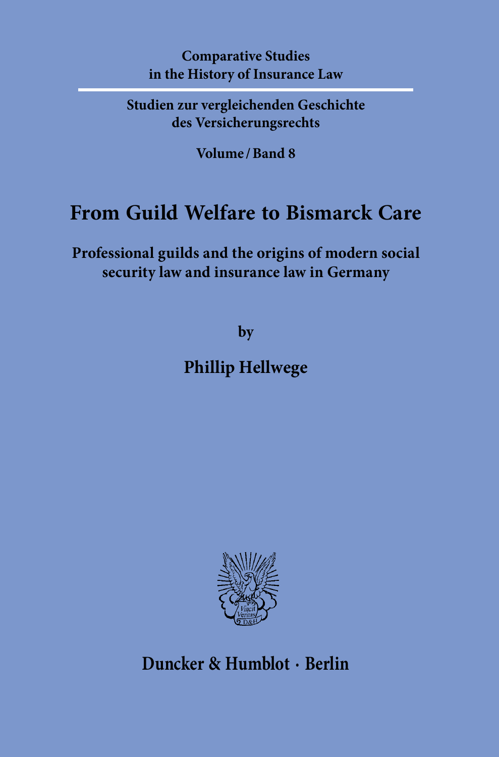Comparative Studies
in the History of Insurance Law

Studien zur vergleichenden Geschichte
des Versicherungsrechts

Volume / Band 8

# From Guild Welfare to Bismarck Care

## Professional guilds and the origins of modern social security law and insurance law in Germany

by

**Phillip Hellwege**

Duncker & Humblot · Berlin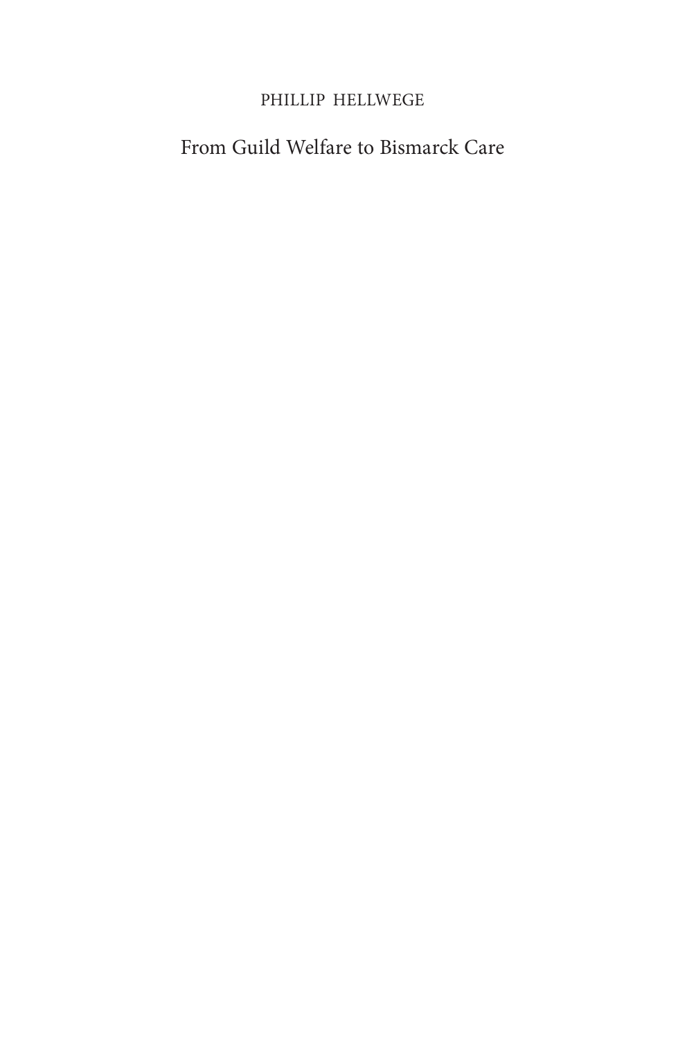PHILLIP HELLWEGE

From Guild Welfare to Bismarck Care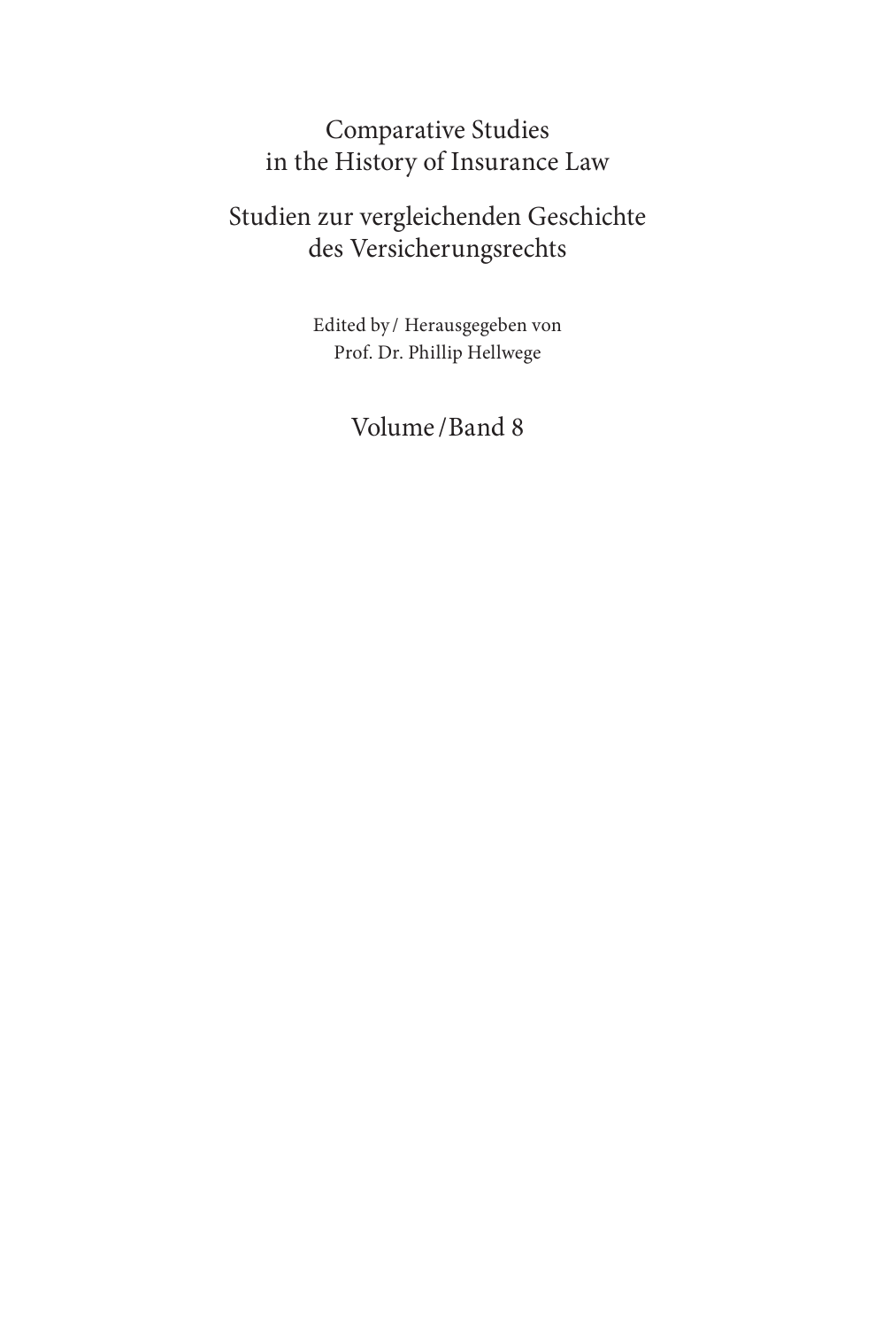# Comparative Studies in the History of Insurance Law

# Studien zur vergleichenden Geschichte des Versicherungsrechts

Edited by / Herausgegeben von
Prof. Dr. Phillip Hellwege

Volume / Band 8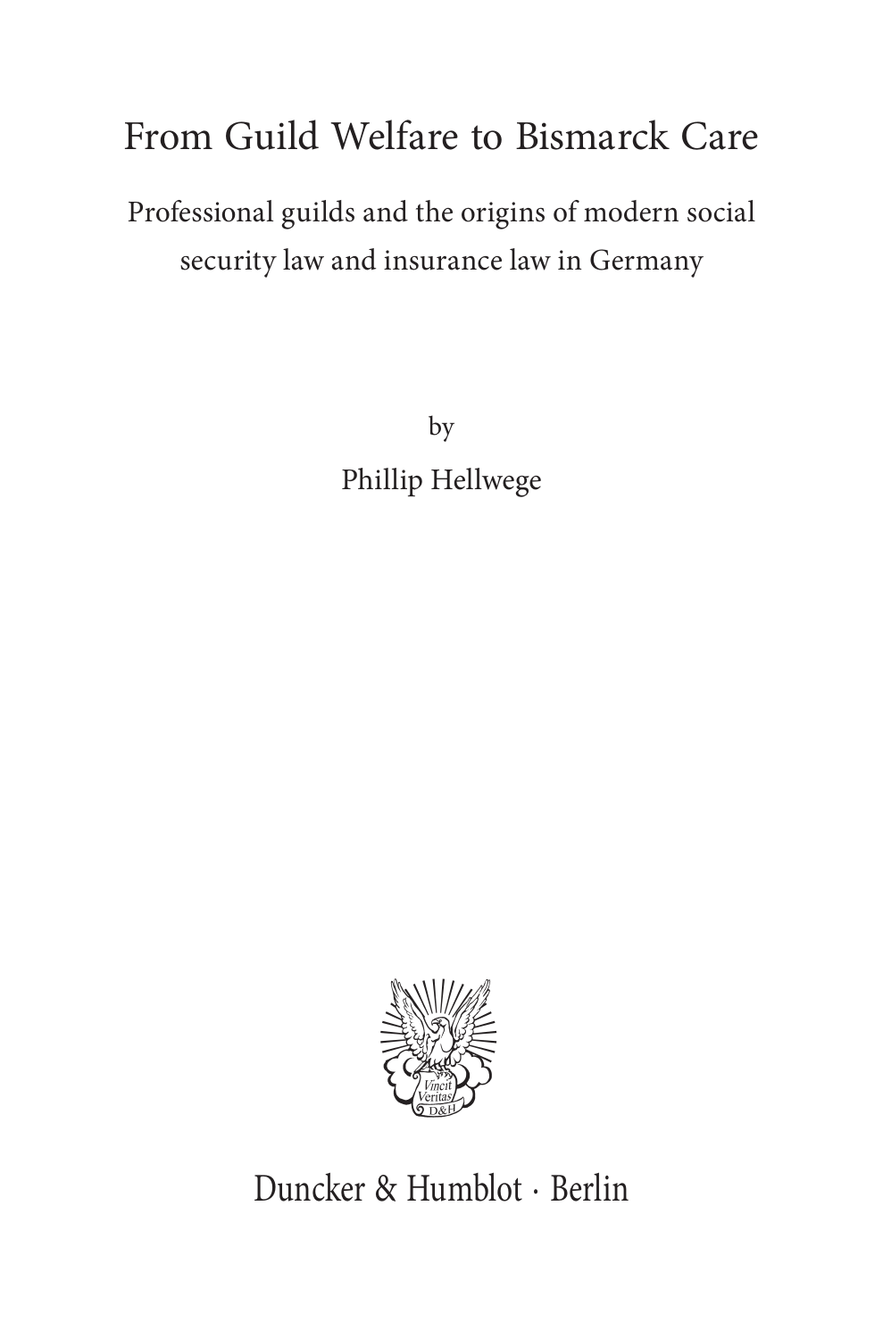# From Guild Welfare to Bismarck Care

Professional guilds and the origins of modern social security law and insurance law in Germany

by

Phillip Hellwege

Duncker & Humblot · Berlin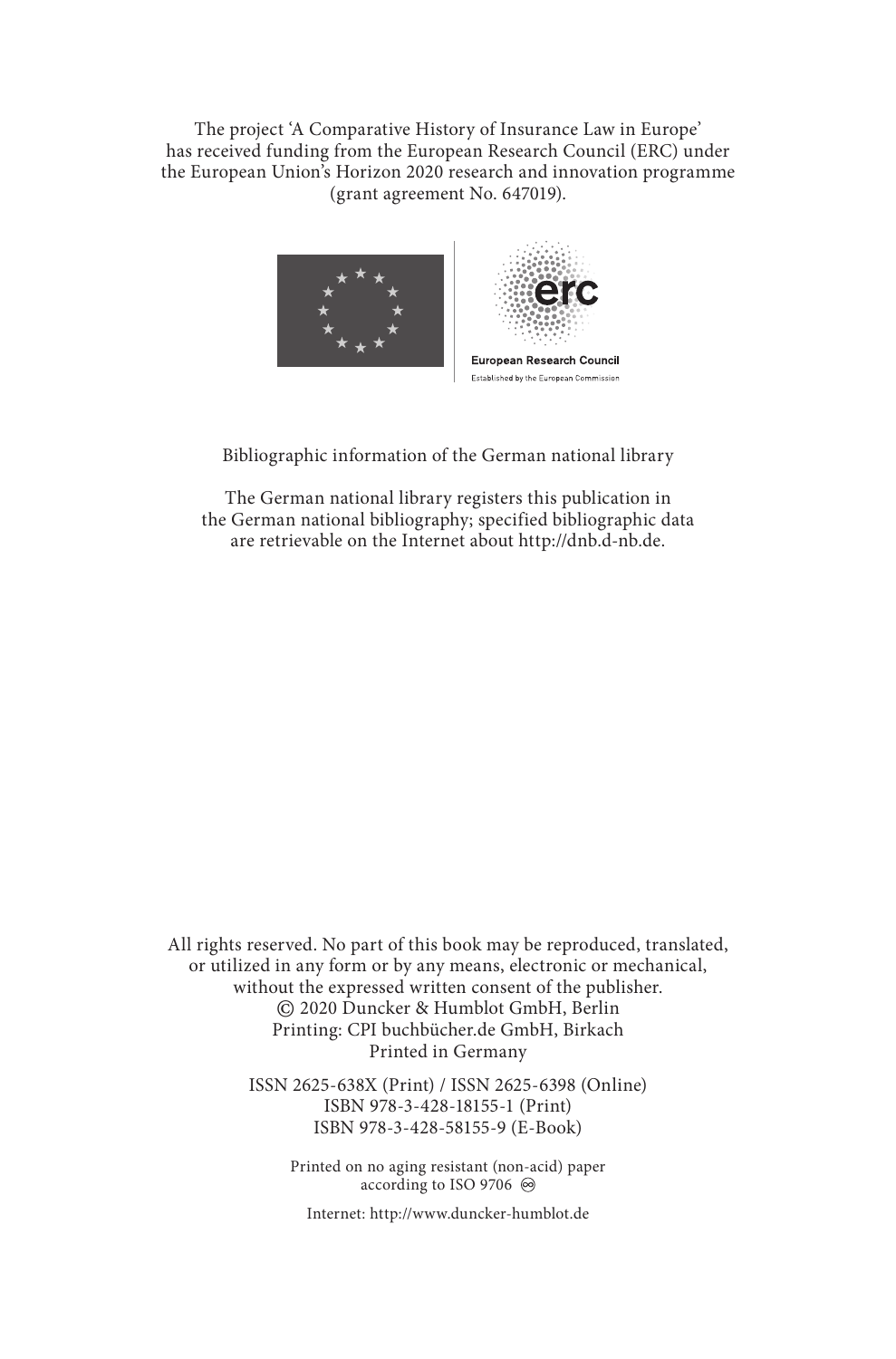The project 'A Comparative History of Insurance Law in Europe' has received funding from the European Research Council (ERC) under the European Union's Horizon 2020 research and innovation programme (grant agreement No. 647019).

European Research Council
Established by the European Commission

Bibliographic information of the German national library

The German national library registers this publication in the German national bibliography; specified bibliographic data are retrievable on the Internet about http://dnb.d-nb.de.

All rights reserved. No part of this book may be reproduced, translated, or utilized in any form or by any means, electronic or mechanical, without the expressed written consent of the publisher.
© 2020 Duncker & Humblot GmbH, Berlin
Printing: CPI buchbücher.de GmbH, Birkach
Printed in Germany

ISSN 2625-638X (Print) / ISSN 2625-6398 (Online)
ISBN 978-3-428-18155-1 (Print)
ISBN 978-3-428-58155-9 (E-Book)

Printed on no aging resistant (non-acid) paper according to ISO 9706 ♾

Internet: http://www.duncker-humblot.de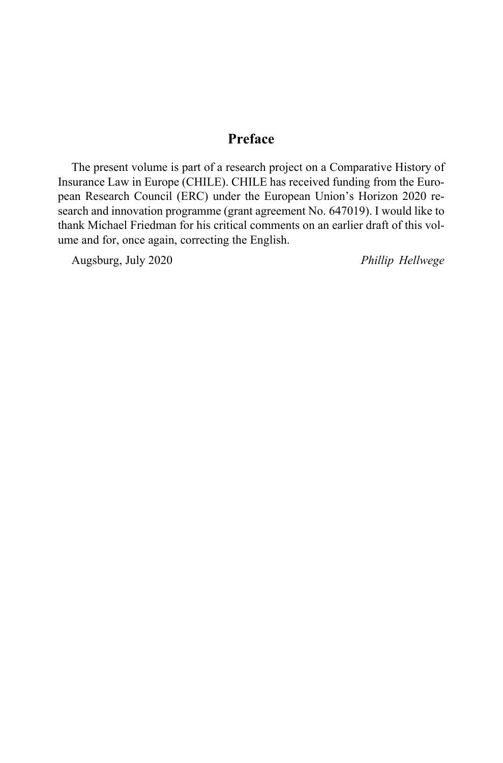## Preface

The present volume is part of a research project on a Comparative History of Insurance Law in Europe (CHILE). CHILE has received funding from the European Research Council (ERC) under the European Union's Horizon 2020 research and innovation programme (grant agreement No. 647019). I would like to thank Michael Friedman for his critical comments on an earlier draft of this volume and for, once again, correcting the English.

Augsburg, July 2020 *Phillip Hellwege*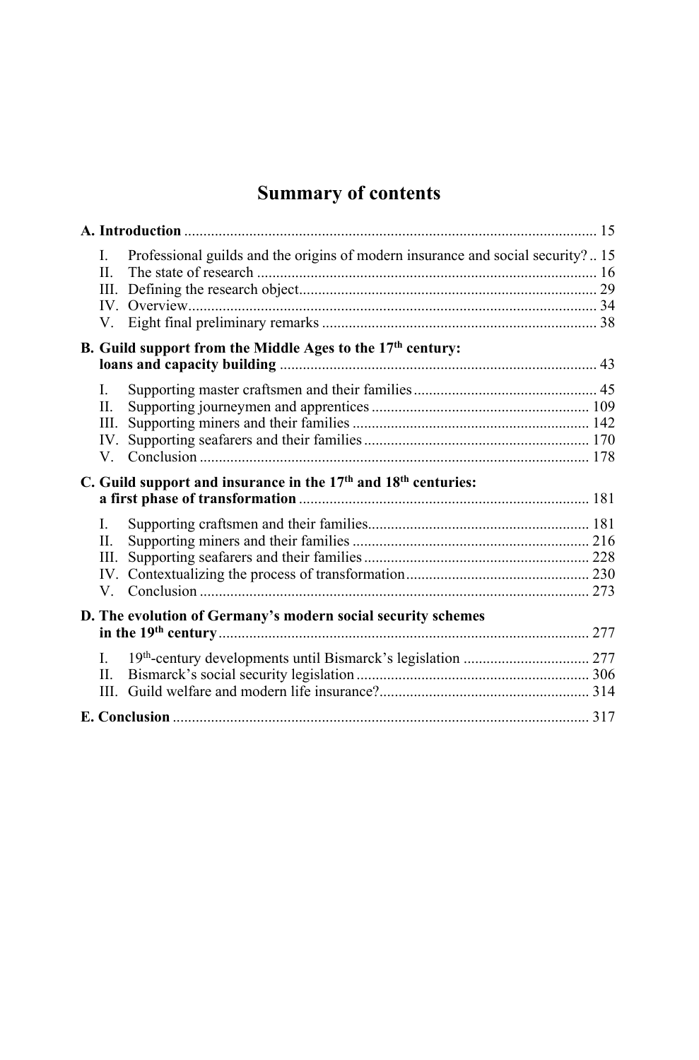# Summary of contents

**A. Introduction** ............................................................................................ 15

I. Professional guilds and the origins of modern insurance and social security? .. 15
II. The state of research ......................................................................... 16
III. Defining the research object............................................................... 29
IV. Overview........................................................................................... 34
V. Eight final preliminary remarks ........................................................ 38

**B. Guild support from the Middle Ages to the 17th century: loans and capacity building** .................................................................................. 43

I. Supporting master craftsmen and their families................................................ 45
II. Supporting journeymen and apprentices ......................................................... 109
III. Supporting miners and their families .............................................................. 142
IV. Supporting seafarers and their families ........................................................... 170
V. Conclusion ..................................................................................................... 178

**C. Guild support and insurance in the 17th and 18th centuries: a first phase of transformation** ........................................................................... 181

I. Supporting craftsmen and their families......................................................... 181
II. Supporting miners and their families .............................................................. 216
III. Supporting seafarers and their families ........................................................... 228
IV. Contextualizing the process of transformation................................................ 230
V. Conclusion ..................................................................................................... 273

**D. The evolution of Germany's modern social security schemes in the 19th century** ................................................................................. 277

I. 19th-century developments until Bismarck's legislation ................................. 277
II. Bismarck's social security legislation ............................................................. 306
III. Guild welfare and modern life insurance?....................................................... 314

**E. Conclusion** ........................................................................................... 317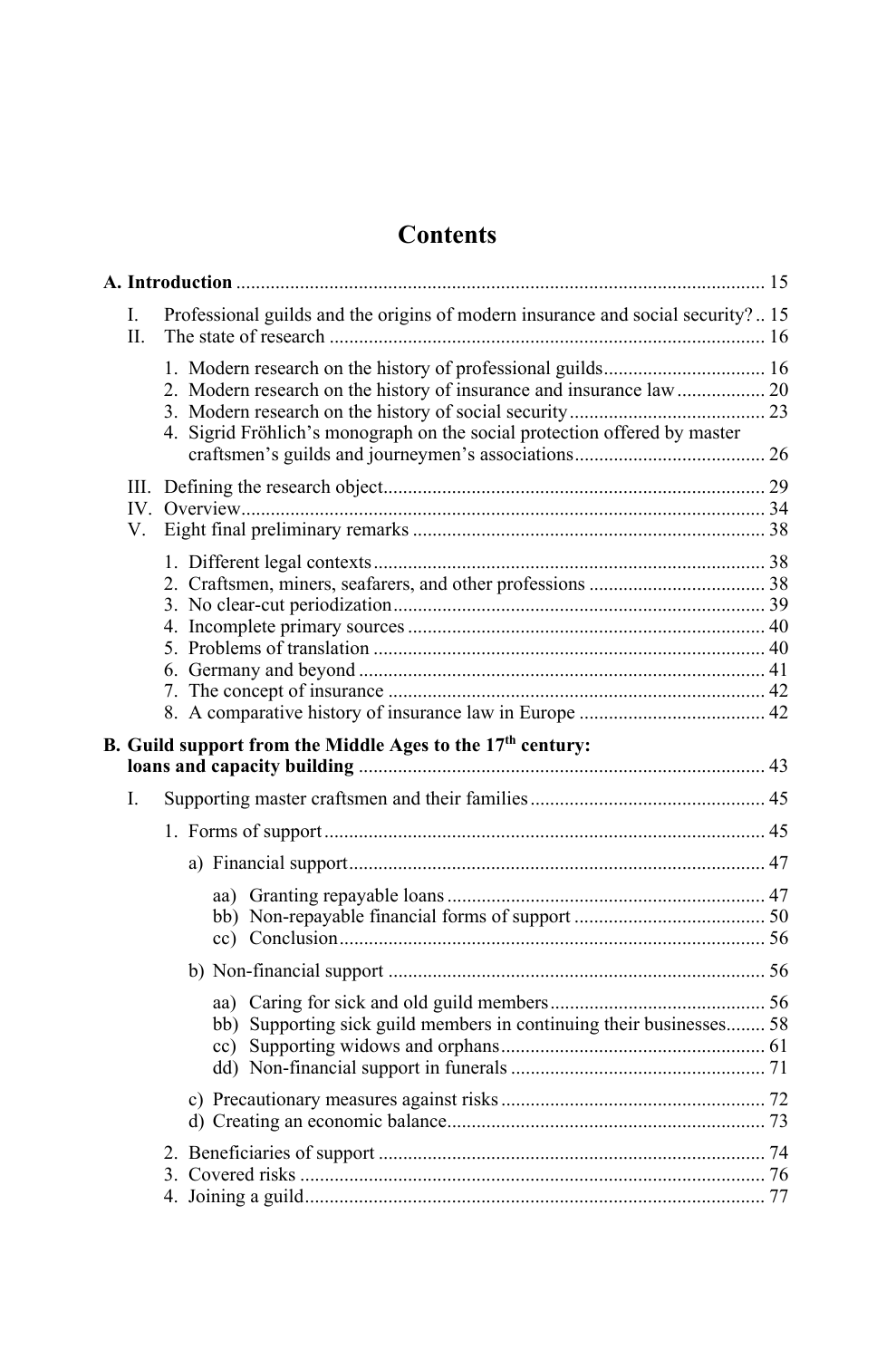# Contents

**A. Introduction** .......... 15

I. Professional guilds and the origins of modern insurance and social security? .. 15
II. The state of research .......... 16

1. Modern research on the history of professional guilds .......... 16
2. Modern research on the history of insurance and insurance law .......... 20
3. Modern research on the history of social security .......... 23
4. Sigrid Fröhlich's monograph on the social protection offered by master craftsmen's guilds and journeymen's associations .......... 26

III. Defining the research object .......... 29
IV. Overview .......... 34
V. Eight final preliminary remarks .......... 38

1. Different legal contexts .......... 38
2. Craftsmen, miners, seafarers, and other professions .......... 38
3. No clear-cut periodization .......... 39
4. Incomplete primary sources .......... 40
5. Problems of translation .......... 40
6. Germany and beyond .......... 41
7. The concept of insurance .......... 42
8. A comparative history of insurance law in Europe .......... 42

**B. Guild support from the Middle Ages to the 17th century: loans and capacity building** .......... 43

I. Supporting master craftsmen and their families .......... 45

1. Forms of support .......... 45

a) Financial support .......... 47

aa) Granting repayable loans .......... 47
bb) Non-repayable financial forms of support .......... 50
cc) Conclusion .......... 56

b) Non-financial support .......... 56

aa) Caring for sick and old guild members .......... 56
bb) Supporting sick guild members in continuing their businesses .......... 58
cc) Supporting widows and orphans .......... 61
dd) Non-financial support in funerals .......... 71

c) Precautionary measures against risks .......... 72
d) Creating an economic balance .......... 73

2. Beneficiaries of support .......... 74
3. Covered risks .......... 76
4. Joining a guild .......... 77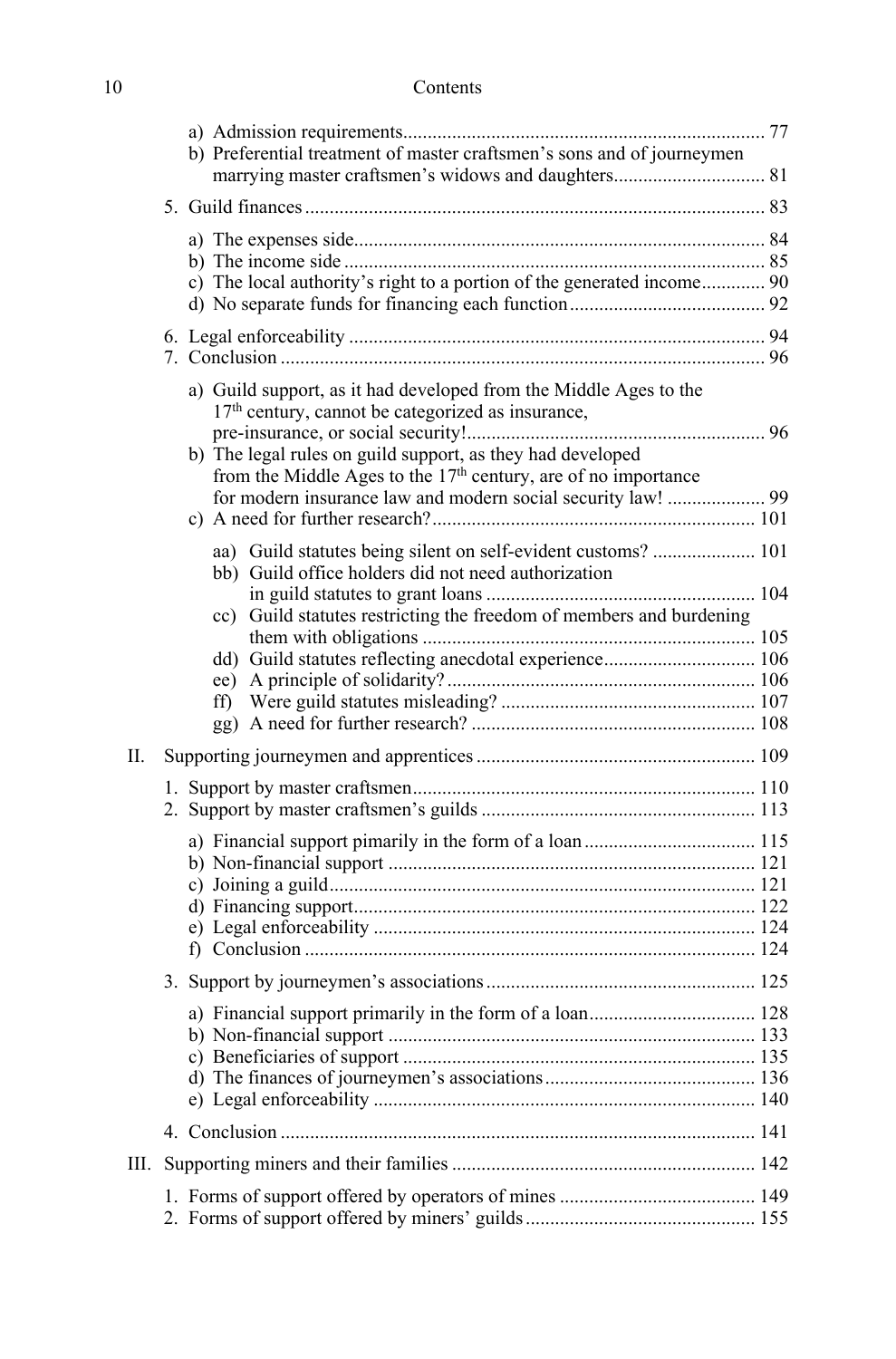a) Admission requirements ... 77
b) Preferential treatment of master craftsmen's sons and of journeymen marrying master craftsmen's widows and daughters ... 81

5. Guild finances ... 83

a) The expenses side ... 84
b) The income side ... 85
c) The local authority's right to a portion of the generated income ... 90
d) No separate funds for financing each function ... 92

6. Legal enforceability ... 94
7. Conclusion ... 96

a) Guild support, as it had developed from the Middle Ages to the 17th century, cannot be categorized as insurance, pre-insurance, or social security! ... 96
b) The legal rules on guild support, as they had developed from the Middle Ages to the 17th century, are of no importance for modern insurance law and modern social security law! ... 99
c) A need for further research? ... 101

aa) Guild statutes being silent on self-evident customs? ... 101
bb) Guild office holders did not need authorization in guild statutes to grant loans ... 104
cc) Guild statutes restricting the freedom of members and burdening them with obligations ... 105
dd) Guild statutes reflecting anecdotal experience ... 106
ee) A principle of solidarity? ... 106
ff) Were guild statutes misleading? ... 107
gg) A need for further research? ... 108

II. Supporting journeymen and apprentices ... 109

1. Support by master craftsmen ... 110
2. Support by master craftsmen's guilds ... 113

a) Financial support pimarily in the form of a loan ... 115
b) Non-financial support ... 121
c) Joining a guild ... 121
d) Financing support ... 122
e) Legal enforceability ... 124
f) Conclusion ... 124

3. Support by journeymen's associations ... 125

a) Financial support primarily in the form of a loan ... 128
b) Non-financial support ... 133
c) Beneficiaries of support ... 135
d) The finances of journeymen's associations ... 136
e) Legal enforceability ... 140

4. Conclusion ... 141

III. Supporting miners and their families ... 142

1. Forms of support offered by operators of mines ... 149
2. Forms of support offered by miners' guilds ... 155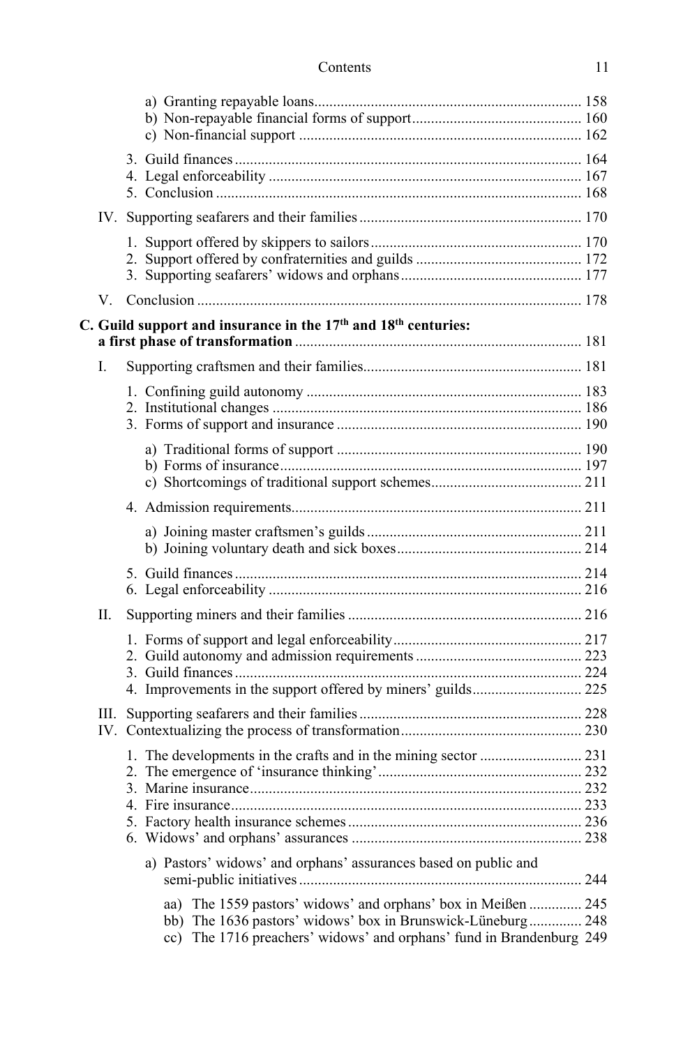a) Granting repayable loans ... 158
b) Non-repayable financial forms of support ... 160
c) Non-financial support ... 162

3. Guild finances ... 164
4. Legal enforceability ... 167
5. Conclusion ... 168

IV. Supporting seafarers and their families ... 170

1. Support offered by skippers to sailors ... 170
2. Support offered by confraternities and guilds ... 172
3. Supporting seafarers' widows and orphans ... 177

V. Conclusion ... 178

**C. Guild support and insurance in the 17th and 18th centuries: a first phase of transformation** ... 181

I. Supporting craftsmen and their families ... 181

1. Confining guild autonomy ... 183
2. Institutional changes ... 186
3. Forms of support and insurance ... 190

a) Traditional forms of support ... 190
b) Forms of insurance ... 197
c) Shortcomings of traditional support schemes ... 211

4. Admission requirements ... 211

a) Joining master craftsmen's guilds ... 211
b) Joining voluntary death and sick boxes ... 214

5. Guild finances ... 214
6. Legal enforceability ... 216

II. Supporting miners and their families ... 216

1. Forms of support and legal enforceability ... 217
2. Guild autonomy and admission requirements ... 223
3. Guild finances ... 224
4. Improvements in the support offered by miners' guilds ... 225

III. Supporting seafarers and their families ... 228
IV. Contextualizing the process of transformation ... 230

1. The developments in the crafts and in the mining sector ... 231
2. The emergence of 'insurance thinking' ... 232
3. Marine insurance ... 232
4. Fire insurance ... 233
5. Factory health insurance schemes ... 236
6. Widows' and orphans' assurances ... 238

a) Pastors' widows' and orphans' assurances based on public and semi-public initiatives ... 244

aa) The 1559 pastors' widows' and orphans' box in Meißen ... 245
bb) The 1636 pastors' widows' box in Brunswick-Lüneburg ... 248
cc) The 1716 preachers' widows' and orphans' fund in Brandenburg 249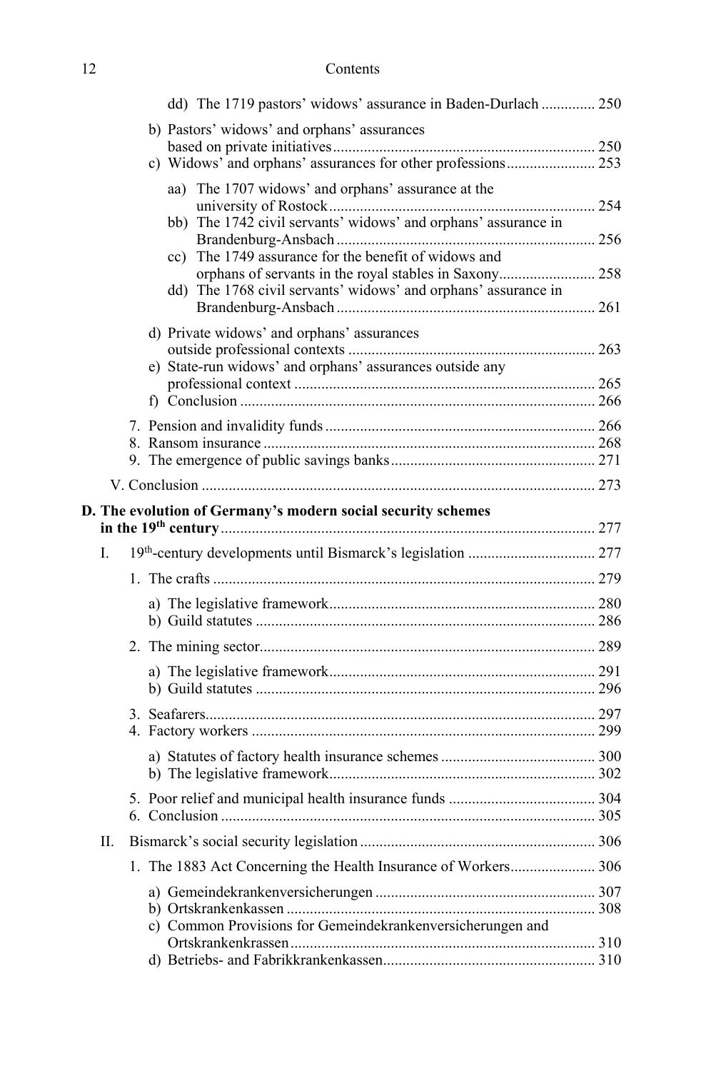dd) The 1719 pastors' widows' assurance in Baden-Durlach .............. 250

b) Pastors' widows' and orphans' assurances based on private initiatives .................................................................... 250

c) Widows' and orphans' assurances for other professions ....................... 253

aa) The 1707 widows' and orphans' assurance at the university of Rostock ..................................................................... 254

bb) The 1742 civil servants' widows' and orphans' assurance in Brandenburg-Ansbach ................................................................... 256

cc) The 1749 assurance for the benefit of widows and orphans of servants in the royal stables in Saxony......................... 258

dd) The 1768 civil servants' widows' and orphans' assurance in Brandenburg-Ansbach ................................................................... 261

d) Private widows' and orphans' assurances outside professional contexts ................................................................ 263

e) State-run widows' and orphans' assurances outside any professional context .............................................................................. 265

f) Conclusion ............................................................................................ 266

7. Pension and invalidity funds ...................................................................... 266

8. Ransom insurance ...................................................................................... 268

9. The emergence of public savings banks ..................................................... 271

V. Conclusion ...................................................................................................... 273

**D. The evolution of Germany's modern social security schemes in the 19th century** ................................................................................ 277

I. 19th-century developments until Bismarck's legislation ................................. 277

1. The crafts ................................................................................................... 279

a) The legislative framework ..................................................................... 280

b) Guild statutes ........................................................................................ 286

2. The mining sector ....................................................................................... 289

a) The legislative framework ..................................................................... 291

b) Guild statutes ........................................................................................ 296

3. Seafarers ..................................................................................................... 297

4. Factory workers ......................................................................................... 299

a) Statutes of factory health insurance schemes ........................................ 300

b) The legislative framework ..................................................................... 302

5. Poor relief and municipal health insurance funds ...................................... 304

6. Conclusion ................................................................................................. 305

II. Bismarck's social security legislation ............................................................. 306

1. The 1883 Act Concerning the Health Insurance of Workers ...................... 306

a) Gemeindekrankenversicherungen ......................................................... 307

b) Ortskrankenkassen ................................................................................ 308

c) Common Provisions for Gemeindekrankenversicherungen and Ortskrankenkrassen ............................................................................... 310

d) Betriebs- and Fabrikkrankenkassen ....................................................... 310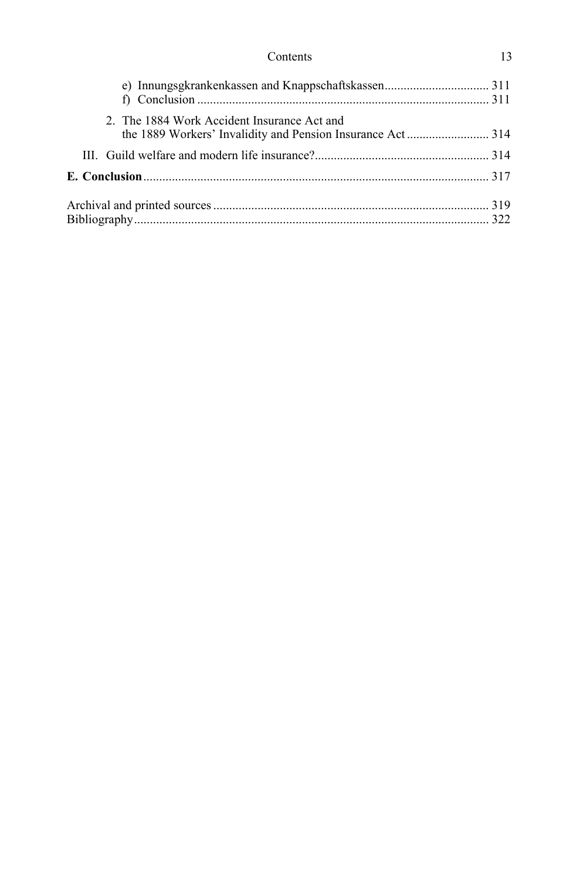e) Innungsgkrankenkassen and Knappschaftskassen ................................ 311
f) Conclusion ........................................................................................... 311

2. The 1884 Work Accident Insurance Act and the 1889 Workers' Invalidity and Pension Insurance Act ......................... 314

III. Guild welfare and modern life insurance? ...................................................... 314

**E. Conclusion** ............................................................................................................ 317

Archival and printed sources ...................................................................................... 319
Bibliography ............................................................................................................... 322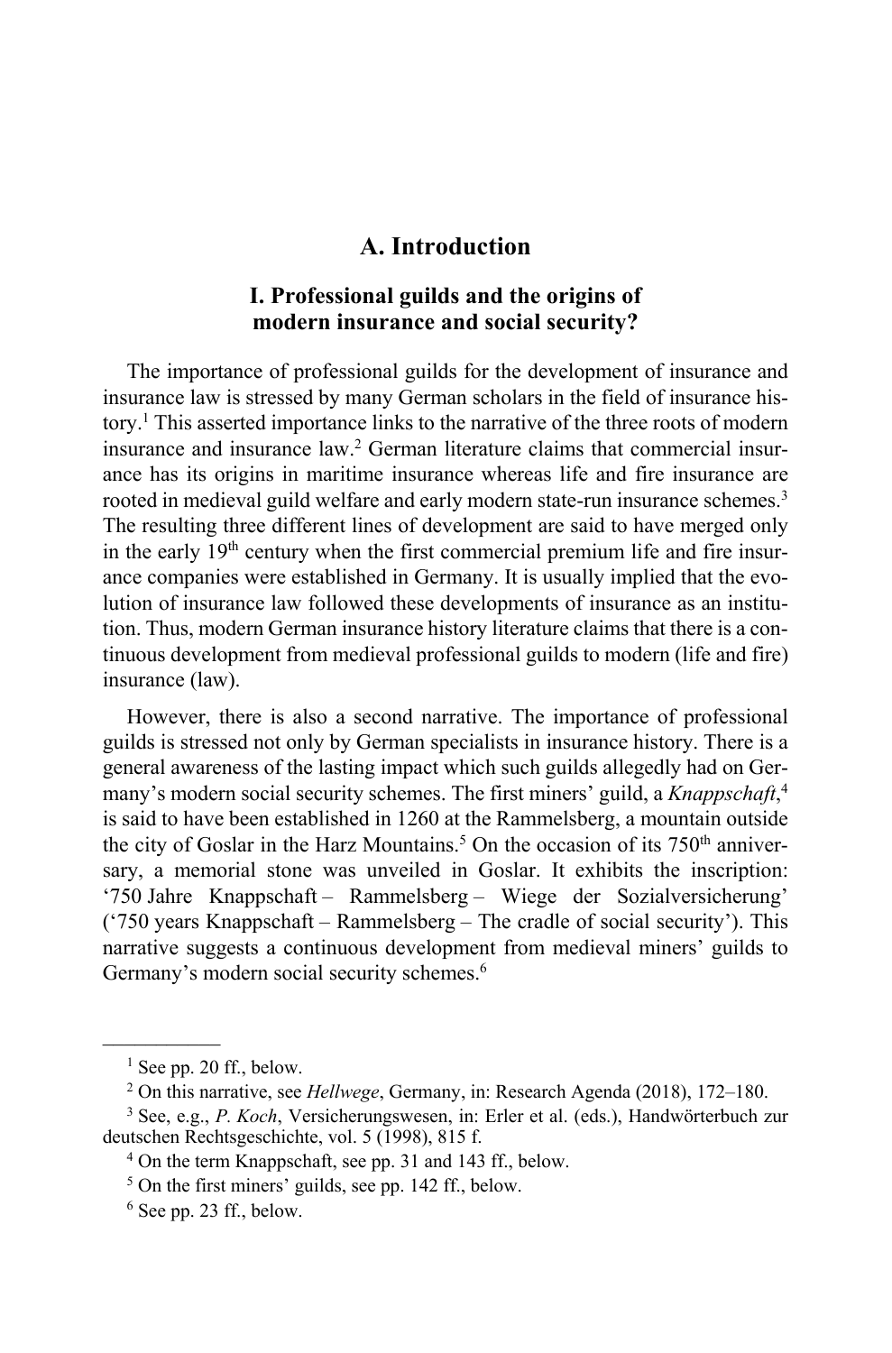# A. Introduction

## I. Professional guilds and the origins of modern insurance and social security?

The importance of professional guilds for the development of insurance and insurance law is stressed by many German scholars in the field of insurance history.[1] This asserted importance links to the narrative of the three roots of modern insurance and insurance law.[2] German literature claims that commercial insurance has its origins in maritime insurance whereas life and fire insurance are rooted in medieval guild welfare and early modern state-run insurance schemes.[3] The resulting three different lines of development are said to have merged only in the early 19th century when the first commercial premium life and fire insurance companies were established in Germany. It is usually implied that the evolution of insurance law followed these developments of insurance as an institution. Thus, modern German insurance history literature claims that there is a continuous development from medieval professional guilds to modern (life and fire) insurance (law).

However, there is also a second narrative. The importance of professional guilds is stressed not only by German specialists in insurance history. There is a general awareness of the lasting impact which such guilds allegedly had on Germany's modern social security schemes. The first miners' guild, a *Knappschaft*,[4] is said to have been established in 1260 at the Rammelsberg, a mountain outside the city of Goslar in the Harz Mountains.[5] On the occasion of its 750th anniversary, a memorial stone was unveiled in Goslar. It exhibits the inscription: '750 Jahre Knappschaft – Rammelsberg – Wiege der Sozialversicherung' ('750 years Knappschaft – Rammelsberg – The cradle of social security'). This narrative suggests a continuous development from medieval miners' guilds to Germany's modern social security schemes.[6]

---

[1] See pp. 20 ff., below.

[2] On this narrative, see *Hellwege*, Germany, in: Research Agenda (2018), 172–180.

[3] See, e.g., *P. Koch*, Versicherungswesen, in: Erler et al. (eds.), Handwörterbuch zur deutschen Rechtsgeschichte, vol. 5 (1998), 815 f.

[4] On the term Knappschaft, see pp. 31 and 143 ff., below.

[5] On the first miners' guilds, see pp. 142 ff., below.

[6] See pp. 23 ff., below.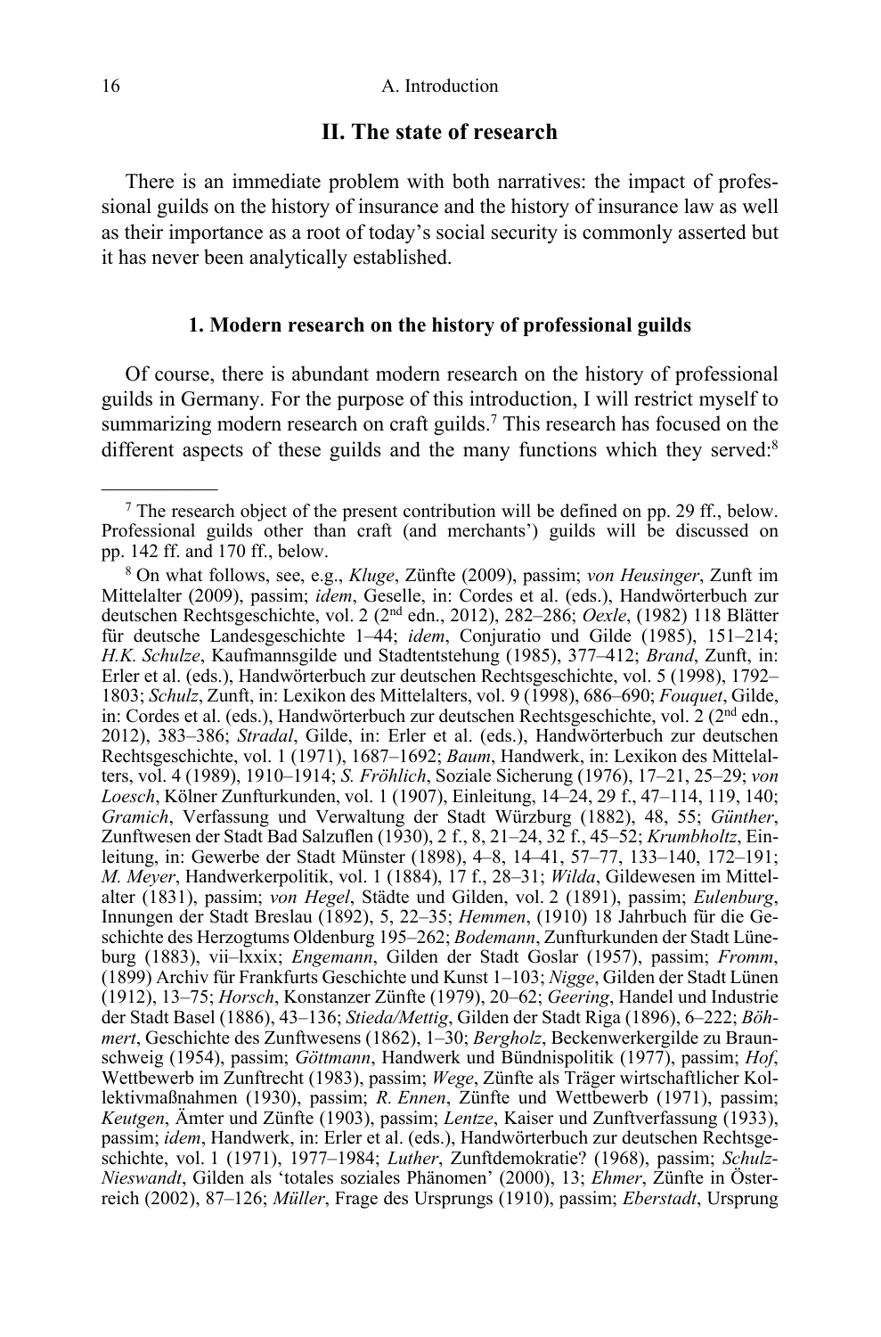## II. The state of research

There is an immediate problem with both narratives: the impact of professional guilds on the history of insurance and the history of insurance law as well as their importance as a root of today's social security is commonly asserted but it has never been analytically established.

### 1. Modern research on the history of professional guilds

Of course, there is abundant modern research on the history of professional guilds in Germany. For the purpose of this introduction, I will restrict myself to summarizing modern research on craft guilds.[7] This research has focused on the different aspects of these guilds and the many functions which they served:[8]

---

[7] The research object of the present contribution will be defined on pp. 29 ff., below. Professional guilds other than craft (and merchants') guilds will be discussed on pp. 142 ff. and 170 ff., below.

[8] On what follows, see, e.g., *Kluge*, Zünfte (2009), passim; *von Heusinger*, Zunft im Mittelalter (2009), passim; *idem*, Geselle, in: Cordes et al. (eds.), Handwörterbuch zur deutschen Rechtsgeschichte, vol. 2 (2nd edn., 2012), 282–286; *Oexle*, (1982) 118 Blätter für deutsche Landesgeschichte 1–44; *idem*, Conjuratio und Gilde (1985), 151–214; *H.K. Schulze*, Kaufmannsgilde und Stadtentstehung (1985), 377–412; *Brand*, Zunft, in: Erler et al. (eds.), Handwörterbuch zur deutschen Rechtsgeschichte, vol. 5 (1998), 1792–1803; *Schulz*, Zunft, in: Lexikon des Mittelalters, vol. 9 (1998), 686–690; *Fouquet*, Gilde, in: Cordes et al. (eds.), Handwörterbuch zur deutschen Rechtsgeschichte, vol. 2 (2nd edn., 2012), 383–386; *Stradal*, Gilde, in: Erler et al. (eds.), Handwörterbuch zur deutschen Rechtsgeschichte, vol. 1 (1971), 1687–1692; *Baum*, Handwerk, in: Lexikon des Mittelalters, vol. 4 (1989), 1910–1914; *S. Fröhlich*, Soziale Sicherung (1976), 17–21, 25–29; *von Loesch*, Kölner Zunfturkunden, vol. 1 (1907), Einleitung, 14–24, 29 f., 47–114, 119, 140; *Gramich*, Verfassung und Verwaltung der Stadt Würzburg (1882), 48, 55; *Günther*, Zunftwesen der Stadt Bad Salzuflen (1930), 2 f., 8, 21–24, 32 f., 45–52; *Krumbholtz*, Einleitung, in: Gewerbe der Stadt Münster (1898), 4–8, 14–41, 57–77, 133–140, 172–191; *M. Meyer*, Handwerkerpolitik, vol. 1 (1884), 17 f., 28–31; *Wilda*, Gildewesen im Mittelalter (1831), passim; *von Hegel*, Städte und Gilden, vol. 2 (1891), passim; *Eulenburg*, Innungen der Stadt Breslau (1892), 5, 22–35; *Hemmen*, (1910) 18 Jahrbuch für die Geschichte des Herzogtums Oldenburg 195–262; *Bodemann*, Zunfturkunden der Stadt Lüneburg (1883), vii–lxxix; *Engemann*, Gilden der Stadt Goslar (1957), passim; *Fromm*, (1899) Archiv für Frankfurts Geschichte und Kunst 1–103; *Nigge*, Gilden der Stadt Lünen (1912), 13–75; *Horsch*, Konstanzer Zünfte (1979), 20–62; *Geering*, Handel und Industrie der Stadt Basel (1886), 43–136; *Stieda/Mettig*, Gilden der Stadt Riga (1896), 6–222; *Böhmert*, Geschichte des Zunftwesens (1862), 1–30; *Bergholz*, Beckenwerkergilde zu Braunschweig (1954), passim; *Göttmann*, Handwerk und Bündnispolitik (1977), passim; *Hof*, Wettbewerb im Zunftrecht (1983), passim; *Wege*, Zünfte als Träger wirtschaftlicher Kollektivmaßnahmen (1930), passim; *R. Ennen*, Zünfte und Wettbewerb (1971), passim; *Keutgen*, Ämter und Zünfte (1903), passim; *Lentze*, Kaiser und Zunftverfassung (1933), passim; *idem*, Handwerk, in: Erler et al. (eds.), Handwörterbuch zur deutschen Rechtsgeschichte, vol. 1 (1971), 1977–1984; *Luther*, Zunftdemokratie? (1968), passim; *Schulz-Nieswandt*, Gilden als 'totales soziales Phänomen' (2000), 13; *Ehmer*, Zünfte in Österreich (2002), 87–126; *Müller*, Frage des Ursprungs (1910), passim; *Eberstadt*, Ursprung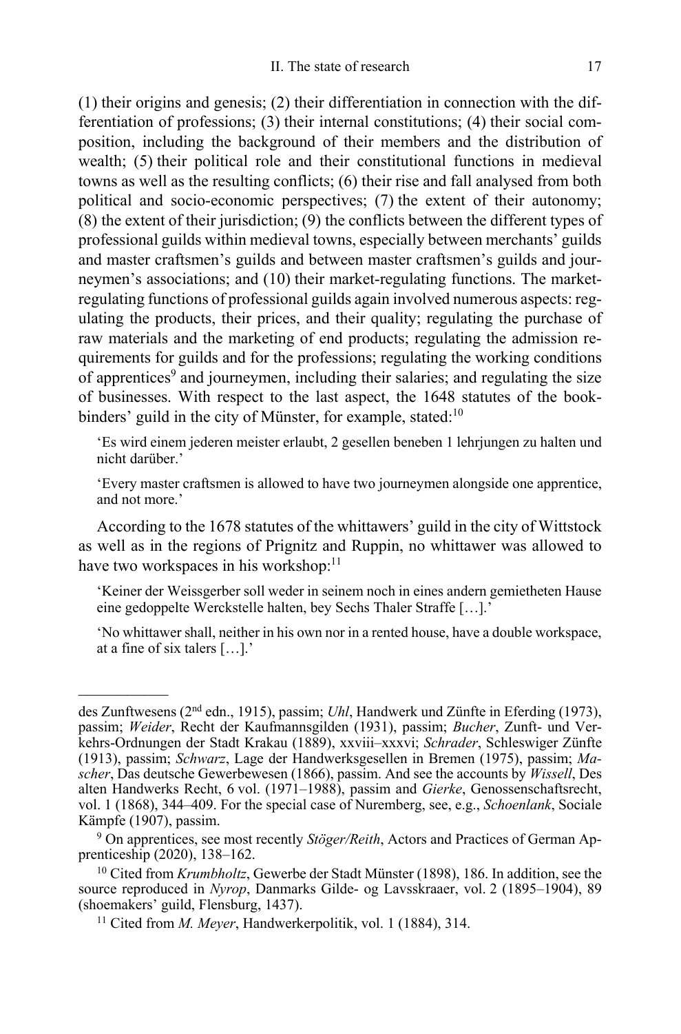(1) their origins and genesis; (2) their differentiation in connection with the differentiation of professions; (3) their internal constitutions; (4) their social composition, including the background of their members and the distribution of wealth; (5) their political role and their constitutional functions in medieval towns as well as the resulting conflicts; (6) their rise and fall analysed from both political and socio-economic perspectives; (7) the extent of their autonomy; (8) the extent of their jurisdiction; (9) the conflicts between the different types of professional guilds within medieval towns, especially between merchants' guilds and master craftsmen's guilds and between master craftsmen's guilds and journeymen's associations; and (10) their market-regulating functions. The market-regulating functions of professional guilds again involved numerous aspects: regulating the products, their prices, and their quality; regulating the purchase of raw materials and the marketing of end products; regulating the admission requirements for guilds and for the professions; regulating the working conditions of apprentices[9] and journeymen, including their salaries; and regulating the size of businesses. With respect to the last aspect, the 1648 statutes of the bookbinders' guild in the city of Münster, for example, stated:[10]

> 'Es wird einem jederen meister erlaubt, 2 gesellen beneben 1 lehrjungen zu halten und nicht darüber.'
>
> 'Every master craftsmen is allowed to have two journeymen alongside one apprentice, and not more.'

According to the 1678 statutes of the whittawers' guild in the city of Wittstock as well as in the regions of Prignitz and Ruppin, no whittawer was allowed to have two workspaces in his workshop:[11]

> 'Keiner der Weissgerber soll weder in seinem noch in eines andern gemietheten Hause eine gedoppelte Werckstelle halten, bey Sechs Thaler Straffe […].'
>
> 'No whittawer shall, neither in his own nor in a rented house, have a double workspace, at a fine of six talers […].'

---

des Zunftwesens (2nd edn., 1915), passim; *Uhl*, Handwerk und Zünfte in Eferding (1973), passim; *Weider*, Recht der Kaufmannsgilden (1931), passim; *Bucher*, Zunft- und Verkehrs-Ordnungen der Stadt Krakau (1889), xxviii–xxxvi; *Schrader*, Schleswiger Zünfte (1913), passim; *Schwarz*, Lage der Handwerksgesellen in Bremen (1975), passim; *Mascher*, Das deutsche Gewerbewesen (1866), passim. And see the accounts by *Wissell*, Des alten Handwerks Recht, 6 vol. (1971–1988), passim and *Gierke*, Genossenschaftsrecht, vol. 1 (1868), 344–409. For the special case of Nuremberg, see, e.g., *Schoenlank*, Sociale Kämpfe (1907), passim.

[9] On apprentices, see most recently *Stöger/Reith*, Actors and Practices of German Apprenticeship (2020), 138–162.

[10] Cited from *Krumbholtz*, Gewerbe der Stadt Münster (1898), 186. In addition, see the source reproduced in *Nyrop*, Danmarks Gilde- og Lavsskraaer, vol. 2 (1895–1904), 89 (shoemakers' guild, Flensburg, 1437).

[11] Cited from *M. Meyer*, Handwerkerpolitik, vol. 1 (1884), 314.